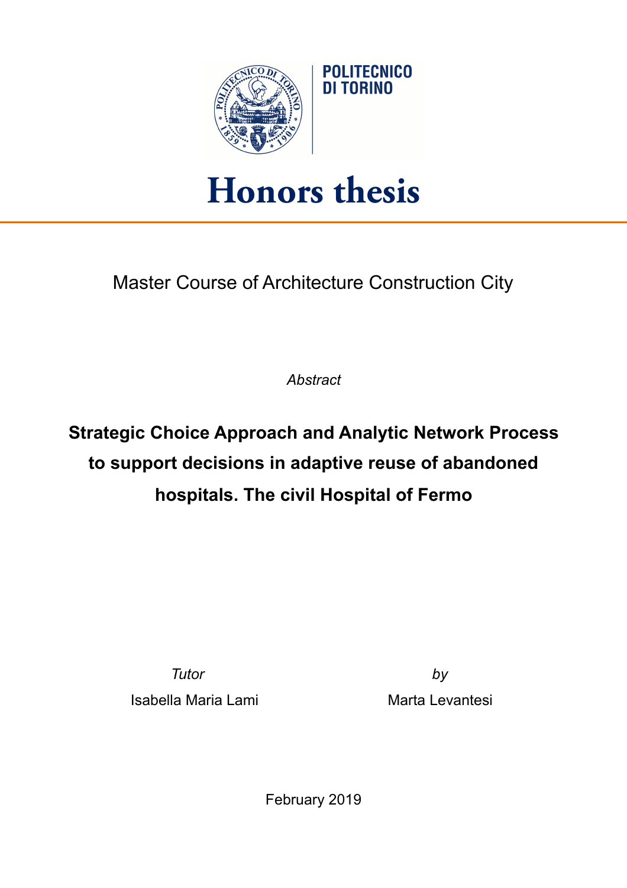POLITECNICO DI TORINO

# Honors thesis

Master Course of Architecture Construction City

*Abstract*

**Strategic Choice Approach and Analytic Network Process to support decisions in adaptive reuse of abandoned hospitals. The civil Hospital of Fermo**

*Tutor*

Isabella Maria Lami

*by*

Marta Levantesi

February 2019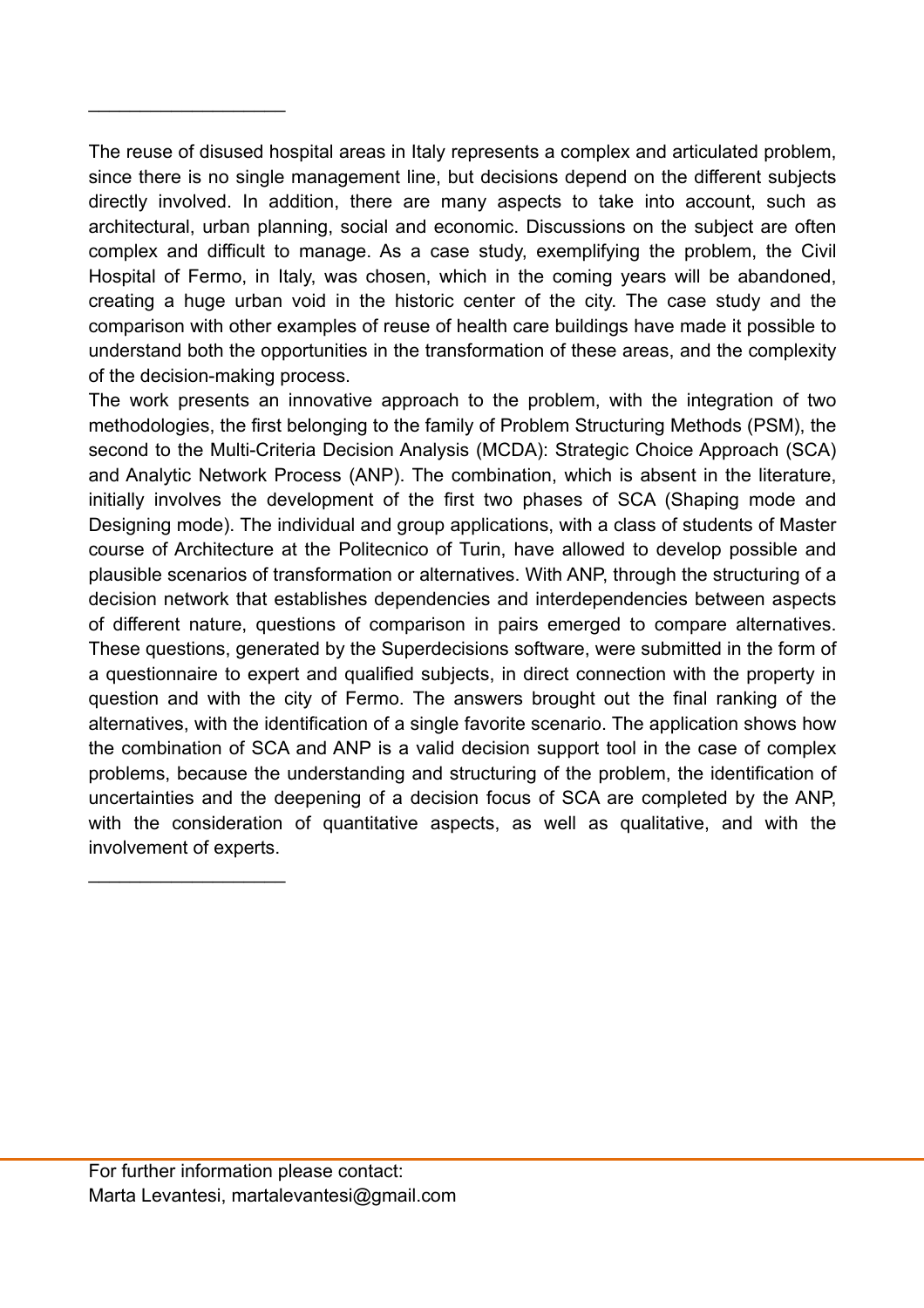---

The reuse of disused hospital areas in Italy represents a complex and articulated problem, since there is no single management line, but decisions depend on the different subjects directly involved. In addition, there are many aspects to take into account, such as architectural, urban planning, social and economic. Discussions on the subject are often complex and difficult to manage. As a case study, exemplifying the problem, the Civil Hospital of Fermo, in Italy, was chosen, which in the coming years will be abandoned, creating a huge urban void in the historic center of the city. The case study and the comparison with other examples of reuse of health care buildings have made it possible to understand both the opportunities in the transformation of these areas, and the complexity of the decision-making process.

The work presents an innovative approach to the problem, with the integration of two methodologies, the first belonging to the family of Problem Structuring Methods (PSM), the second to the Multi-Criteria Decision Analysis (MCDA): Strategic Choice Approach (SCA) and Analytic Network Process (ANP). The combination, which is absent in the literature, initially involves the development of the first two phases of SCA (Shaping mode and Designing mode). The individual and group applications, with a class of students of Master course of Architecture at the Politecnico of Turin, have allowed to develop possible and plausible scenarios of transformation or alternatives. With ANP, through the structuring of a decision network that establishes dependencies and interdependencies between aspects of different nature, questions of comparison in pairs emerged to compare alternatives. These questions, generated by the Superdecisions software, were submitted in the form of a questionnaire to expert and qualified subjects, in direct connection with the property in question and with the city of Fermo. The answers brought out the final ranking of the alternatives, with the identification of a single favorite scenario. The application shows how the combination of SCA and ANP is a valid decision support tool in the case of complex problems, because the understanding and structuring of the problem, the identification of uncertainties and the deepening of a decision focus of SCA are completed by the ANP, with the consideration of quantitative aspects, as well as qualitative, and with the involvement of experts.

---

For further information please contact:
Marta Levantesi, martalevantesi@gmail.com